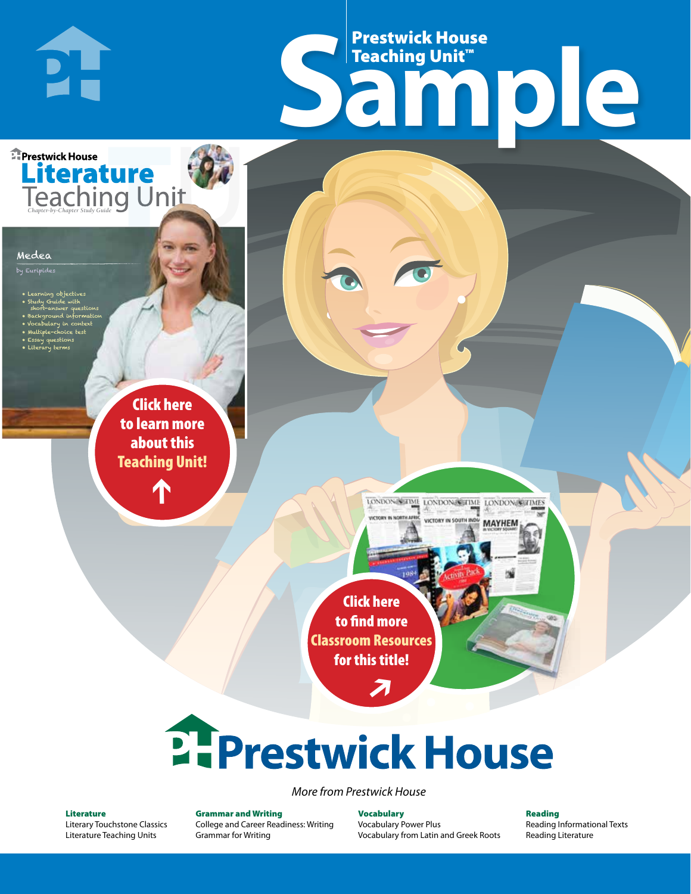# Prestwick House Teaching Unit™ Sample

Prestwick House

## Literature Teaching Unit

*Chapter-by-Chapter Study Guide*

**Medea**

by Euripides

- Learning objectives
- Study Guide with short-answer questions
- Background information
- Vocabulary in context
- Multiple-choice test
- Essay questions
- Literary terms

**Click here to learn more about this Teaching Unit!**

**Click here to find more Classroom Resources for this title!**

# Prestwick House

*More from Prestwick House*

**Literature**
Literary Touchstone Classics
Literature Teaching Units

**Grammar and Writing**
College and Career Readiness: Writing
Grammar for Writing

**Vocabulary**
Vocabulary Power Plus
Vocabulary from Latin and Greek Roots

**Reading**
Reading Informational Texts
Reading Literature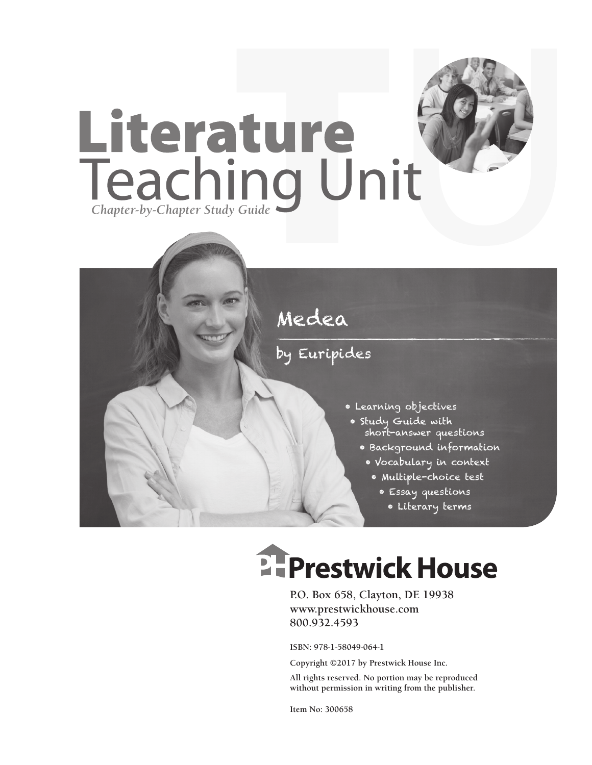# Literature Teaching Unit

*Chapter-by-Chapter Study Guide*

## Medea

### by Euripides

- Learning objectives
- Study Guide with short-answer questions
- Background information
- Vocabulary in context
- Multiple-choice test
- Essay questions
- Literary terms

**Prestwick House**

P.O. Box 658, Clayton, DE 19938
www.prestwickhouse.com
800.932.4593

ISBN: 978-1-58049-064-1

Copyright ©2017 by Prestwick House Inc.

All rights reserved. No portion may be reproduced without permission in writing from the publisher.

Item No: 300658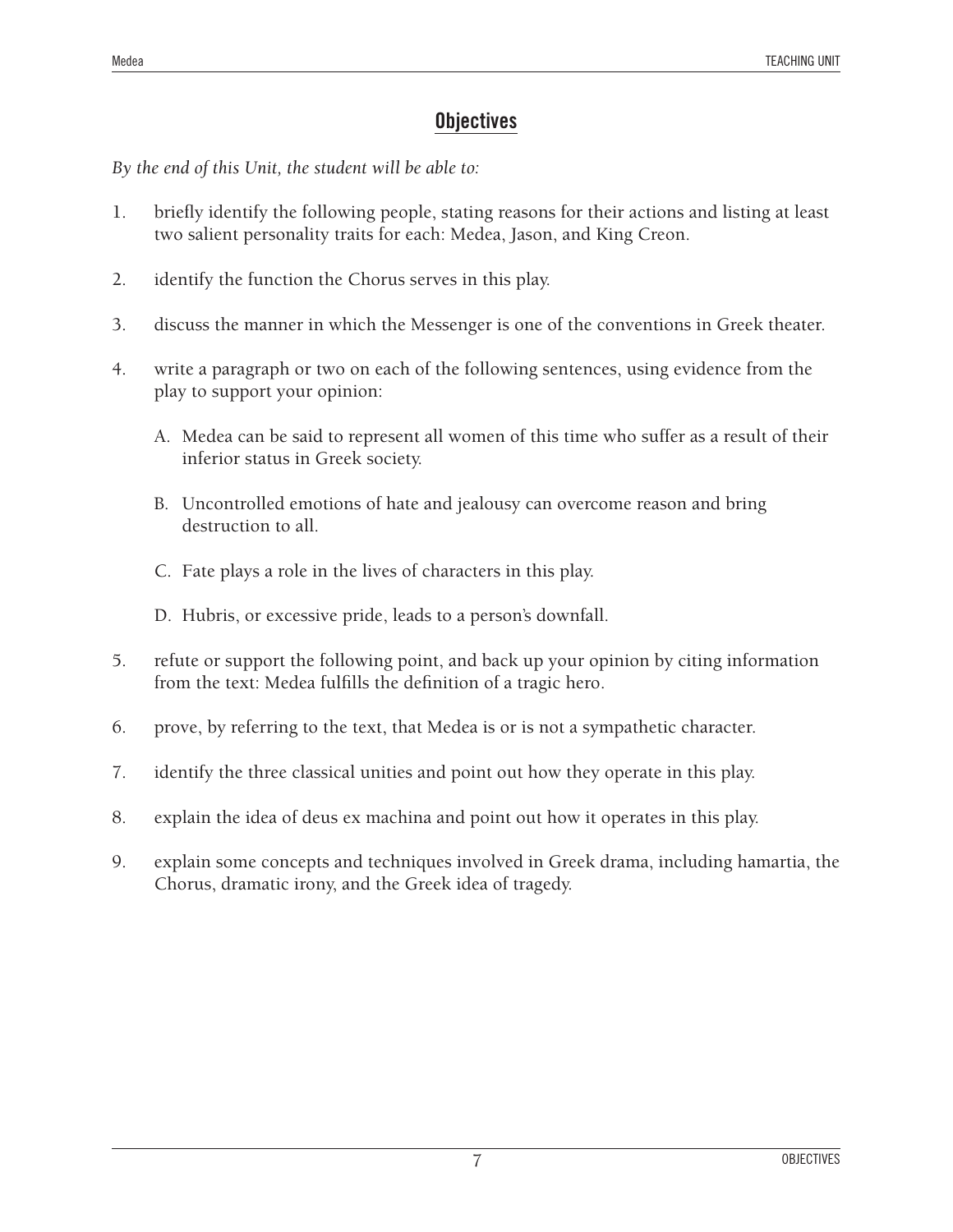## Objectives

*By the end of this Unit, the student will be able to:*

1. briefly identify the following people, stating reasons for their actions and listing at least two salient personality traits for each: Medea, Jason, and King Creon.

2. identify the function the Chorus serves in this play.

3. discuss the manner in which the Messenger is one of the conventions in Greek theater.

4. write a paragraph or two on each of the following sentences, using evidence from the play to support your opinion:

   A. Medea can be said to represent all women of this time who suffer as a result of their inferior status in Greek society.

   B. Uncontrolled emotions of hate and jealousy can overcome reason and bring destruction to all.

   C. Fate plays a role in the lives of characters in this play.

   D. Hubris, or excessive pride, leads to a person's downfall.

5. refute or support the following point, and back up your opinion by citing information from the text: Medea fulfills the definition of a tragic hero.

6. prove, by referring to the text, that Medea is or is not a sympathetic character.

7. identify the three classical unities and point out how they operate in this play.

8. explain the idea of deus ex machina and point out how it operates in this play.

9. explain some concepts and techniques involved in Greek drama, including hamartia, the Chorus, dramatic irony, and the Greek idea of tragedy.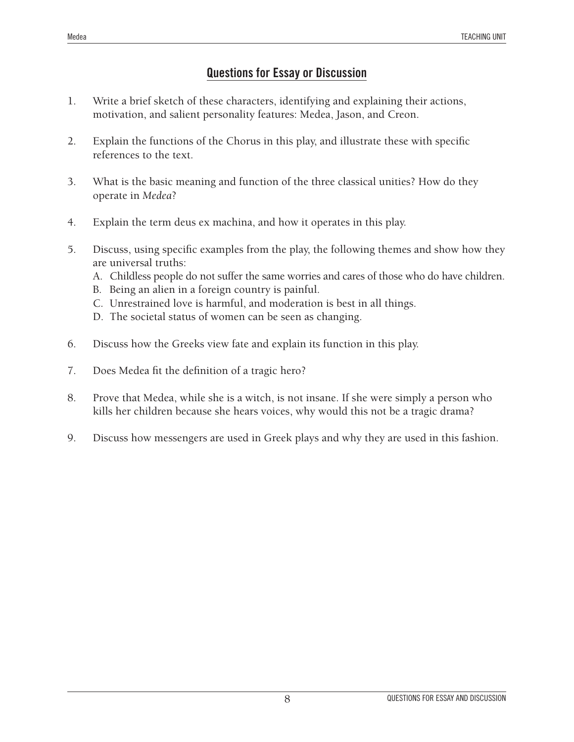## Questions for Essay or Discussion

1. Write a brief sketch of these characters, identifying and explaining their actions, motivation, and salient personality features: Medea, Jason, and Creon.

2. Explain the functions of the Chorus in this play, and illustrate these with specific references to the text.

3. What is the basic meaning and function of the three classical unities? How do they operate in *Medea*?

4. Explain the term deus ex machina, and how it operates in this play.

5. Discuss, using specific examples from the play, the following themes and show how they are universal truths:
   - A. Childless people do not suffer the same worries and cares of those who do have children.
   - B. Being an alien in a foreign country is painful.
   - C. Unrestrained love is harmful, and moderation is best in all things.
   - D. The societal status of women can be seen as changing.

6. Discuss how the Greeks view fate and explain its function in this play.

7. Does Medea fit the definition of a tragic hero?

8. Prove that Medea, while she is a witch, is not insane. If she were simply a person who kills her children because she hears voices, why would this not be a tragic drama?

9. Discuss how messengers are used in Greek plays and why they are used in this fashion.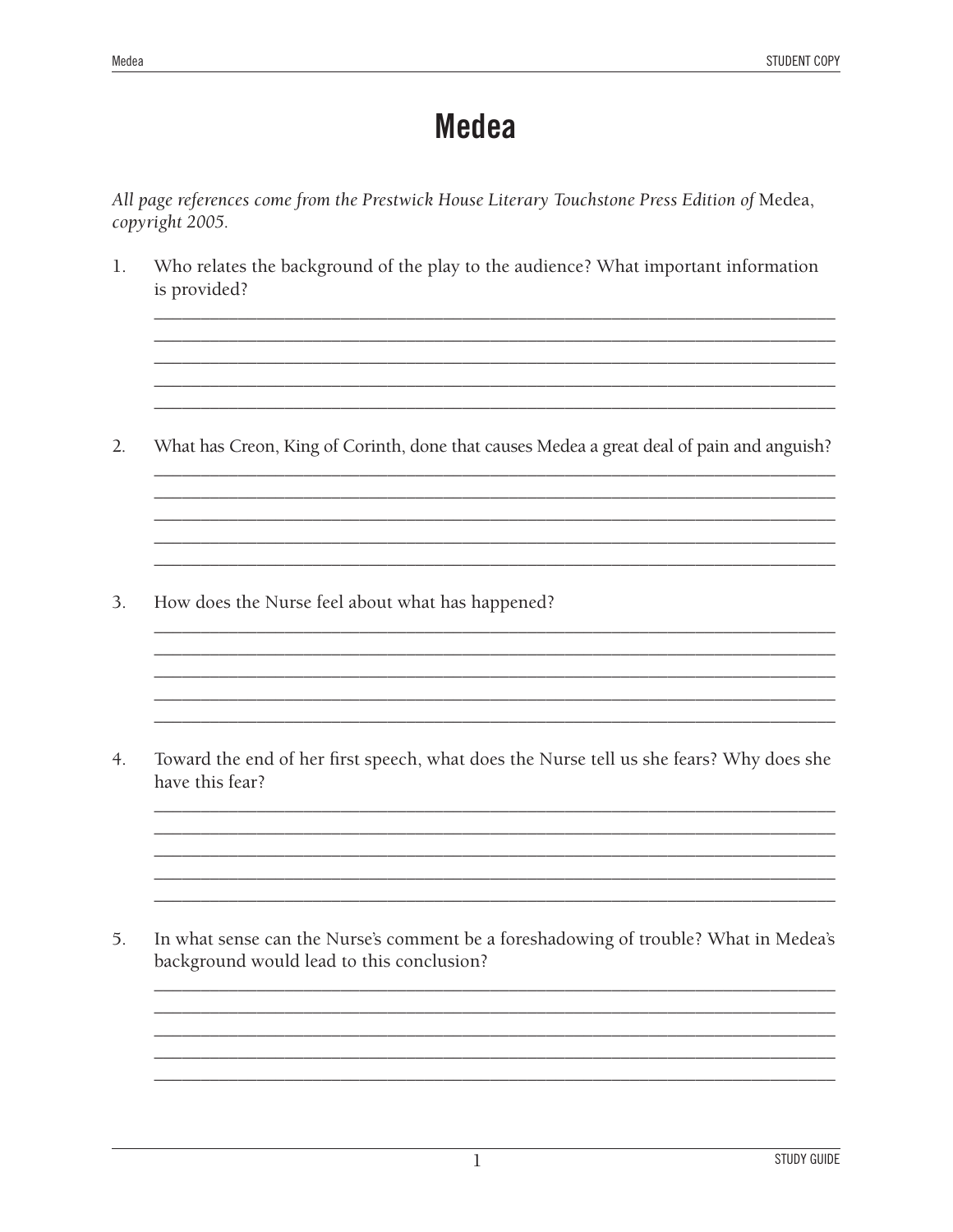# Medea

*All page references come from the Prestwick House Literary Touchstone Press Edition of* Medea, *copyright 2005.*

1. Who relates the background of the play to the audience? What important information is provided?

2. What has Creon, King of Corinth, done that causes Medea a great deal of pain and anguish?

3. How does the Nurse feel about what has happened?

4. Toward the end of her first speech, what does the Nurse tell us she fears? Why does she have this fear?

5. In what sense can the Nurse's comment be a foreshadowing of trouble? What in Medea's background would lead to this conclusion?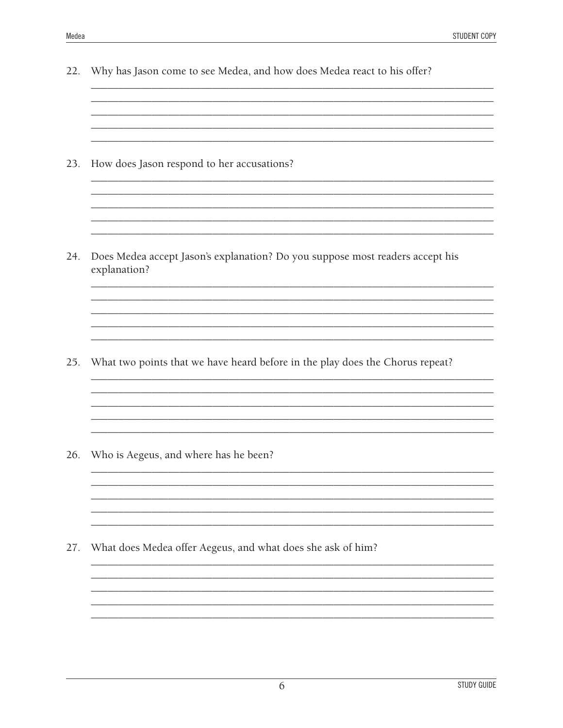22. Why has Jason come to see Medea, and how does Medea react to his offer?

23. How does Jason respond to her accusations?

24. Does Medea accept Jason's explanation? Do you suppose most readers accept his explanation?

25. What two points that we have heard before in the play does the Chorus repeat?

26. Who is Aegeus, and where has he been?

27. What does Medea offer Aegeus, and what does she ask of him?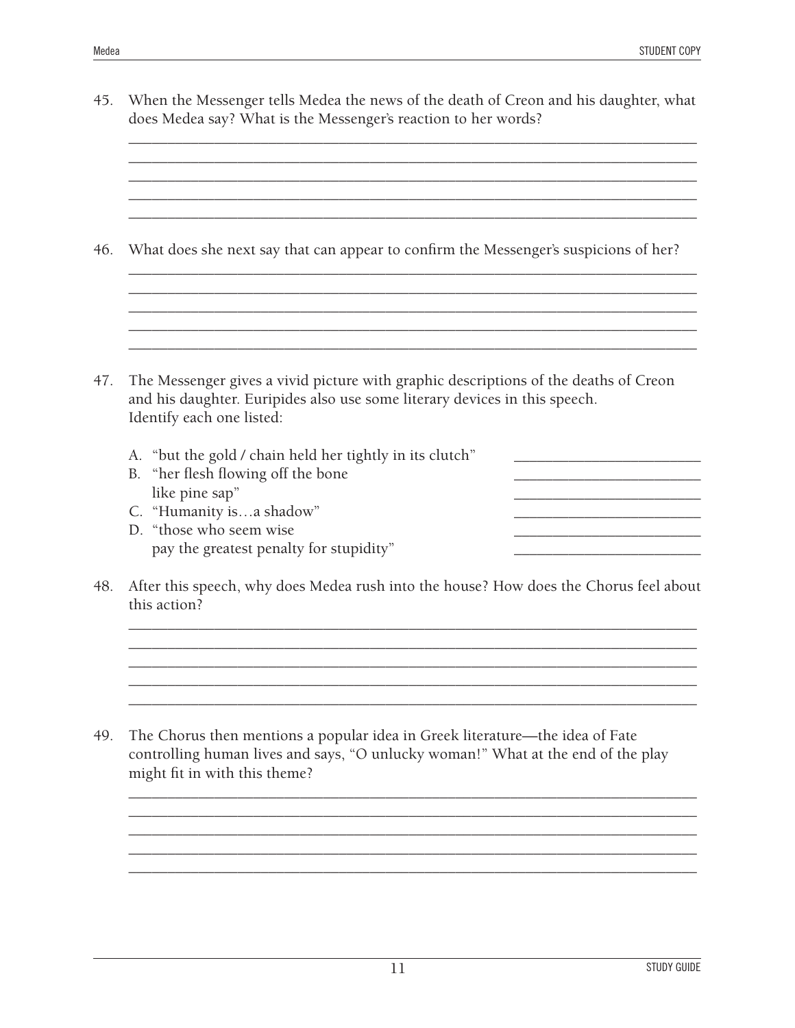45. When the Messenger tells Medea the news of the death of Creon and his daughter, what does Medea say? What is the Messenger's reaction to her words?

______________________________________________________________________________
______________________________________________________________________________
______________________________________________________________________________
______________________________________________________________________________
______________________________________________________________________________

46. What does she next say that can appear to confirm the Messenger's suspicions of her?

______________________________________________________________________________
______________________________________________________________________________
______________________________________________________________________________
______________________________________________________________________________
______________________________________________________________________________

47. The Messenger gives a vivid picture with graphic descriptions of the deaths of Creon and his daughter. Euripides also use some literary devices in this speech. Identify each one listed:

A. "but the gold / chain held her tightly in its clutch" ________________________

B. "her flesh flowing off the bone ________________________
like pine sap" ________________________

C. "Humanity is…a shadow" ________________________

D. "those who seem wise ________________________
pay the greatest penalty for stupidity" ________________________

48. After this speech, why does Medea rush into the house? How does the Chorus feel about this action?

______________________________________________________________________________
______________________________________________________________________________
______________________________________________________________________________
______________________________________________________________________________
______________________________________________________________________________

49. The Chorus then mentions a popular idea in Greek literature—the idea of Fate controlling human lives and says, "O unlucky woman!" What at the end of the play might fit in with this theme?

______________________________________________________________________________
______________________________________________________________________________
______________________________________________________________________________
______________________________________________________________________________
______________________________________________________________________________